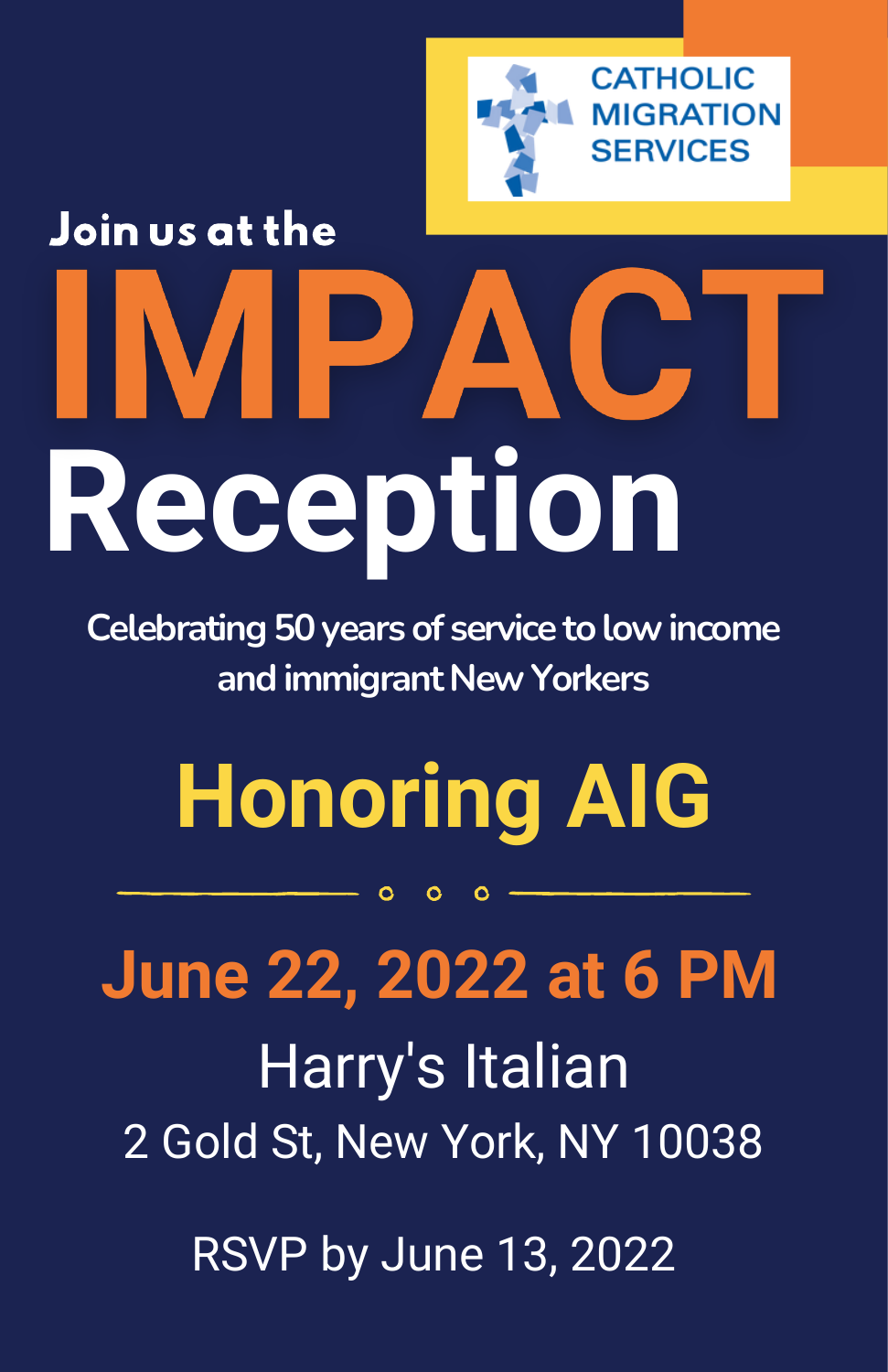CATHOLIC MIGRATION SERVICES

Join us at the

# IMPACT Reception

Celebrating 50 years of service to low income and immigrant New Yorkers

## Honoring AIG

## June 22, 2022 at 6 PM

Harry's Italian

2 Gold St, New York, NY 10038

RSVP by June 13, 2022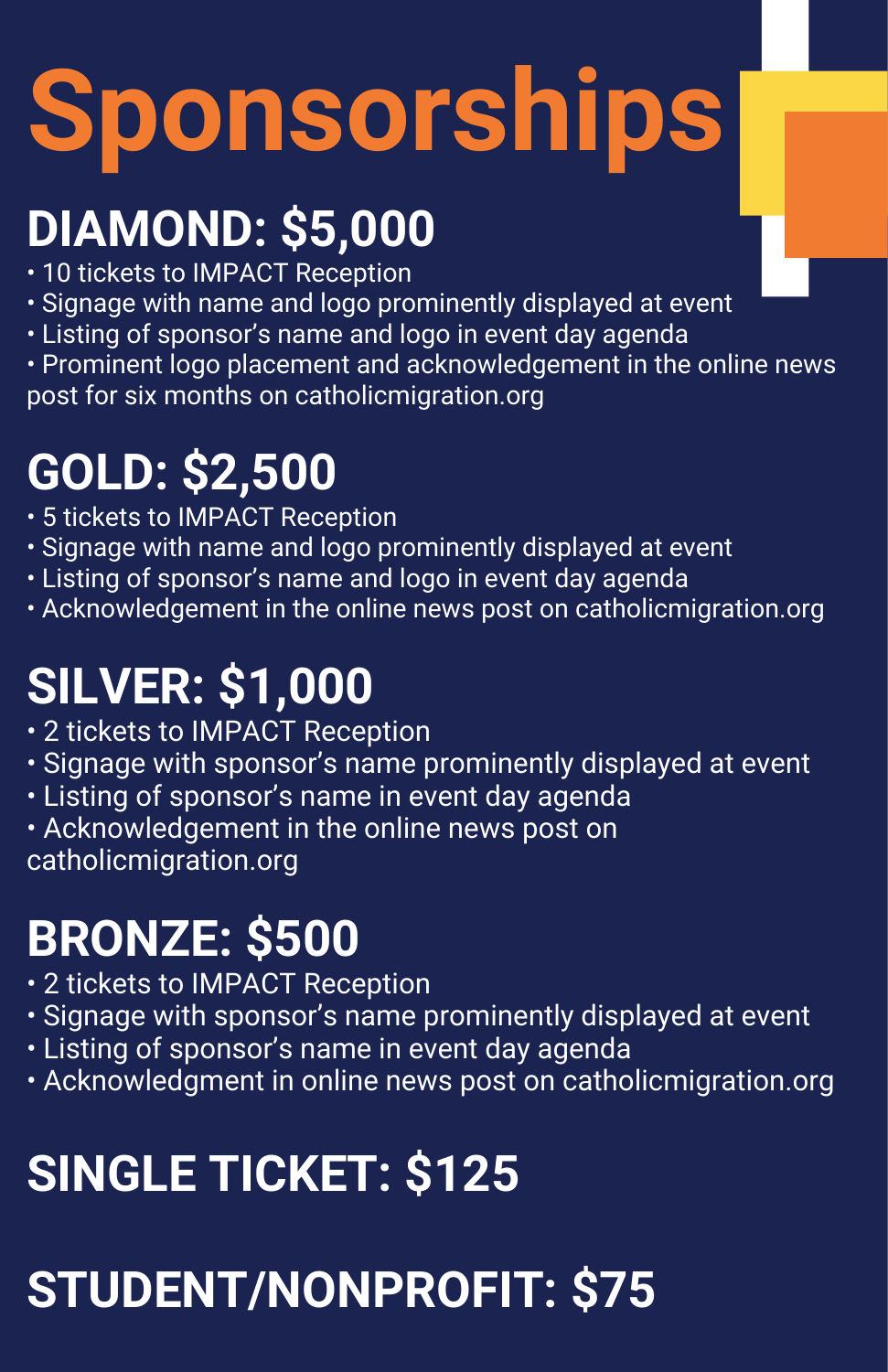# Sponsorships

## DIAMOND: $5,000

- 10 tickets to IMPACT Reception
- Signage with name and logo prominently displayed at event
- Listing of sponsor's name and logo in event day agenda
- Prominent logo placement and acknowledgement in the online news post for six months on catholicmigration.org

## GOLD: $2,500

- 5 tickets to IMPACT Reception
- Signage with name and logo prominently displayed at event
- Listing of sponsor's name and logo in event day agenda
- Acknowledgement in the online news post on catholicmigration.org

## SILVER: $1,000

- 2 tickets to IMPACT Reception
- Signage with sponsor's name prominently displayed at event
- Listing of sponsor's name in event day agenda
- Acknowledgement in the online news post on catholicmigration.org

## BRONZE: $500

- 2 tickets to IMPACT Reception
- Signage with sponsor's name prominently displayed at event
- Listing of sponsor's name in event day agenda
- Acknowledgment in online news post on catholicmigration.org

## SINGLE TICKET: $125

## STUDENT/NONPROFIT: $75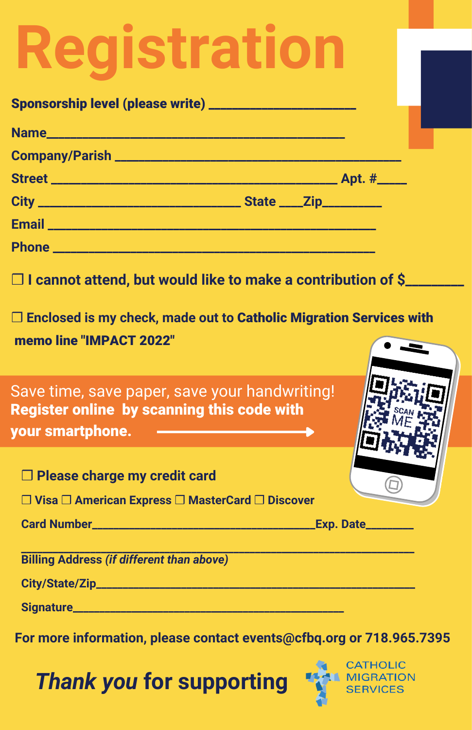# Registration

**Sponsorship level (please write) ______________________**

**Name_____________________________________________**

**Company/Parish ___________________________________________**

**Street ___________________________________________ Apt. #____**

**City ______________________________ State ___Zip_________**

**Email __________________________________________________**

**Phone _________________________________________________**

**☐ I cannot attend, but would like to make a contribution of $________**

**☐ Enclosed is my check, made out to Catholic Migration Services with memo line "IMPACT 2022"**

Save time, save paper, save your handwriting!
**Register online by scanning this code with your smartphone.**

SCAN ME

**☐ Please charge my credit card**

**☐ Visa ☐ American Express ☐ MasterCard ☐ Discover**

**Card Number_____________________________________Exp. Date_______**

**___________________________________________________________**
**Billing Address** ***(if different than above)***

**City/State/Zip____________________________________________________**

**Signature_____________________________________________**

**For more information, please contact events@cfbq.org or 718.965.7395**

***Thank you* for supporting** CATHOLIC MIGRATION SERVICES